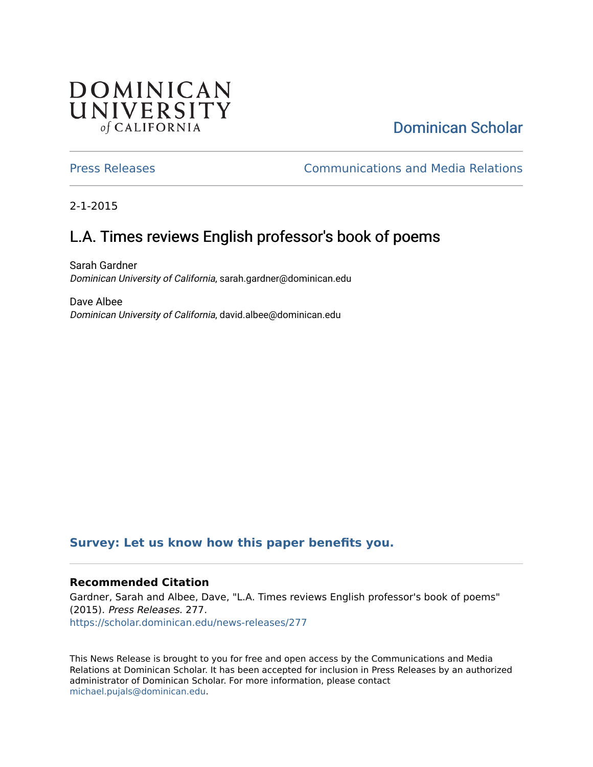DOMINICAN UNIVERSITY *of* CALIFORNIA

Dominican Scholar

Press Releases

Communications and Media Relations

2-1-2015

# L.A. Times reviews English professor's book of poems

Sarah Gardner
*Dominican University of California*, sarah.gardner@dominican.edu

Dave Albee
*Dominican University of California*, david.albee@dominican.edu

**Survey: Let us know how this paper benefits you.**

### Recommended Citation

Gardner, Sarah and Albee, Dave, "L.A. Times reviews English professor's book of poems" (2015). *Press Releases*. 277.
https://scholar.dominican.edu/news-releases/277

This News Release is brought to you for free and open access by the Communications and Media Relations at Dominican Scholar. It has been accepted for inclusion in Press Releases by an authorized administrator of Dominican Scholar. For more information, please contact michael.pujals@dominican.edu.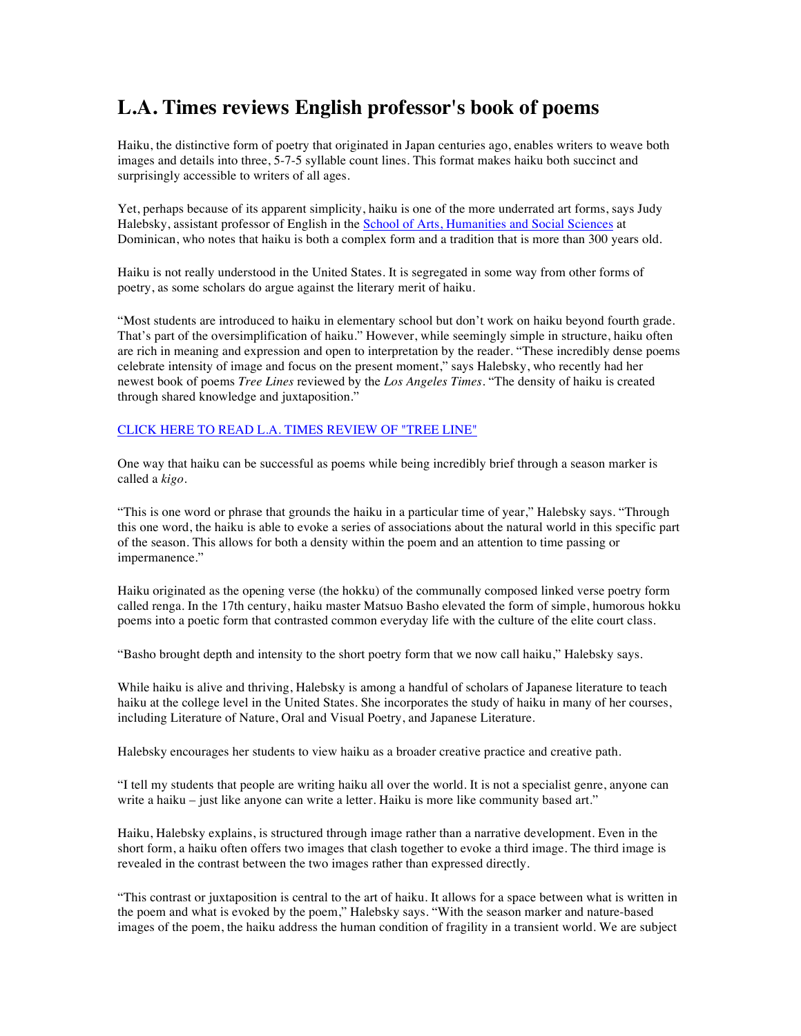# L.A. Times reviews English professor's book of poems

Haiku, the distinctive form of poetry that originated in Japan centuries ago, enables writers to weave both images and details into three, 5-7-5 syllable count lines. This format makes haiku both succinct and surprisingly accessible to writers of all ages.

Yet, perhaps because of its apparent simplicity, haiku is one of the more underrated art forms, says Judy Halebsky, assistant professor of English in the [School of Arts, Humanities and Social Sciences]() at Dominican, who notes that haiku is both a complex form and a tradition that is more than 300 years old.

Haiku is not really understood in the United States. It is segregated in some way from other forms of poetry, as some scholars do argue against the literary merit of haiku.

"Most students are introduced to haiku in elementary school but don't work on haiku beyond fourth grade. That's part of the oversimplification of haiku." However, while seemingly simple in structure, haiku often are rich in meaning and expression and open to interpretation by the reader. "These incredibly dense poems celebrate intensity of image and focus on the present moment," says Halebsky, who recently had her newest book of poems *Tree Lines* reviewed by the *Los Angeles Times*. "The density of haiku is created through shared knowledge and juxtaposition."

[CLICK HERE TO READ L.A. TIMES REVIEW OF "TREE LINE"]()

One way that haiku can be successful as poems while being incredibly brief through a season marker is called a *kigo*.

"This is one word or phrase that grounds the haiku in a particular time of year," Halebsky says. "Through this one word, the haiku is able to evoke a series of associations about the natural world in this specific part of the season. This allows for both a density within the poem and an attention to time passing or impermanence."

Haiku originated as the opening verse (the hokku) of the communally composed linked verse poetry form called renga. In the 17th century, haiku master Matsuo Basho elevated the form of simple, humorous hokku poems into a poetic form that contrasted common everyday life with the culture of the elite court class.

"Basho brought depth and intensity to the short poetry form that we now call haiku," Halebsky says.

While haiku is alive and thriving, Halebsky is among a handful of scholars of Japanese literature to teach haiku at the college level in the United States. She incorporates the study of haiku in many of her courses, including Literature of Nature, Oral and Visual Poetry, and Japanese Literature.

Halebsky encourages her students to view haiku as a broader creative practice and creative path.

"I tell my students that people are writing haiku all over the world. It is not a specialist genre, anyone can write a haiku – just like anyone can write a letter. Haiku is more like community based art."

Haiku, Halebsky explains, is structured through image rather than a narrative development. Even in the short form, a haiku often offers two images that clash together to evoke a third image. The third image is revealed in the contrast between the two images rather than expressed directly.

"This contrast or juxtaposition is central to the art of haiku. It allows for a space between what is written in the poem and what is evoked by the poem," Halebsky says. "With the season marker and nature-based images of the poem, the haiku address the human condition of fragility in a transient world. We are subject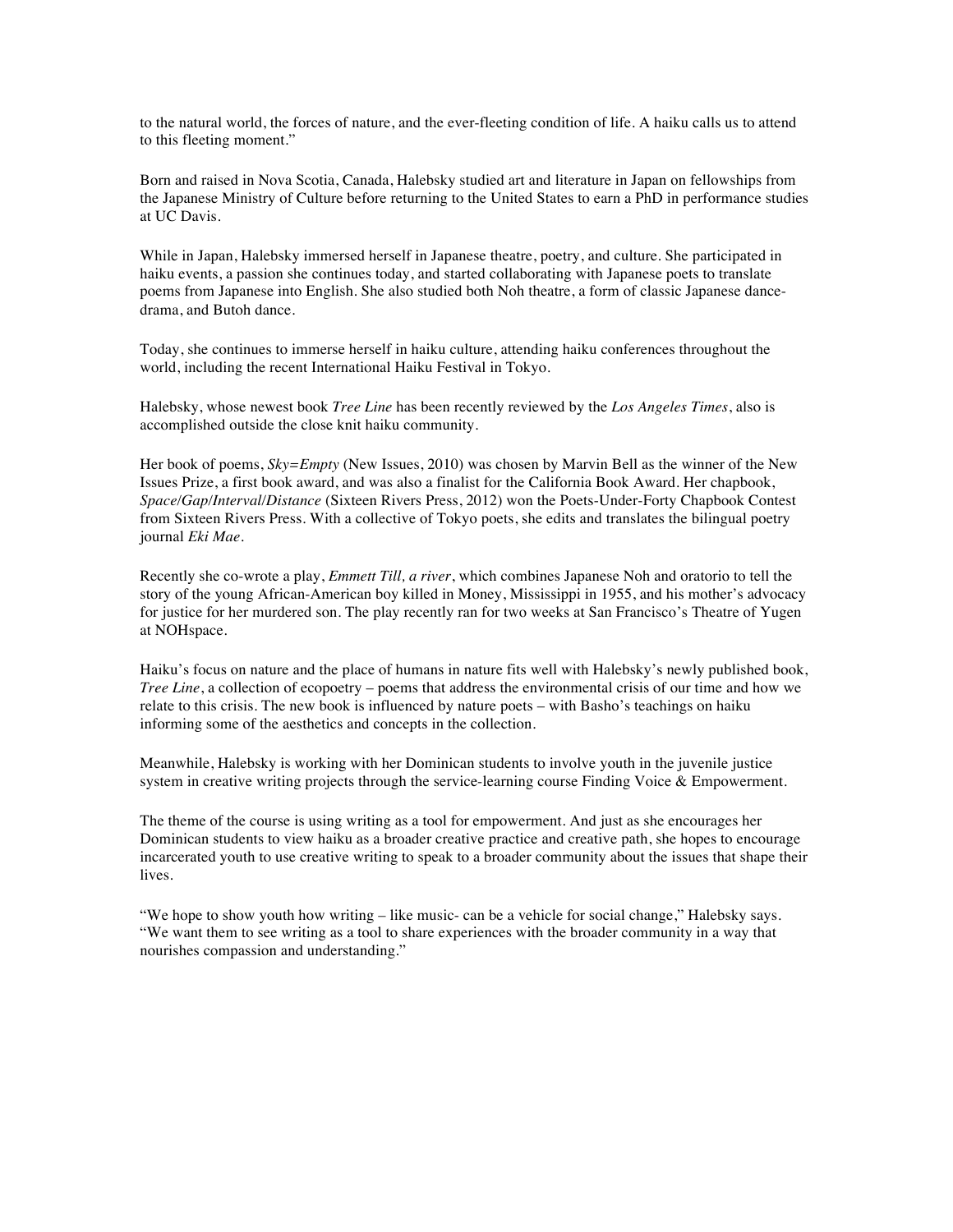to the natural world, the forces of nature, and the ever-fleeting condition of life. A haiku calls us to attend to this fleeting moment."

Born and raised in Nova Scotia, Canada, Halebsky studied art and literature in Japan on fellowships from the Japanese Ministry of Culture before returning to the United States to earn a PhD in performance studies at UC Davis.

While in Japan, Halebsky immersed herself in Japanese theatre, poetry, and culture. She participated in haiku events, a passion she continues today, and started collaborating with Japanese poets to translate poems from Japanese into English. She also studied both Noh theatre, a form of classic Japanese dance-drama, and Butoh dance.

Today, she continues to immerse herself in haiku culture, attending haiku conferences throughout the world, including the recent International Haiku Festival in Tokyo.

Halebsky, whose newest book *Tree Line* has been recently reviewed by the *Los Angeles Times*, also is accomplished outside the close knit haiku community.

Her book of poems, *Sky=Empty* (New Issues, 2010) was chosen by Marvin Bell as the winner of the New Issues Prize, a first book award, and was also a finalist for the California Book Award. Her chapbook, *Space/Gap/Interval/Distance* (Sixteen Rivers Press, 2012) won the Poets-Under-Forty Chapbook Contest from Sixteen Rivers Press. With a collective of Tokyo poets, she edits and translates the bilingual poetry journal *Eki Mae*.

Recently she co-wrote a play, *Emmett Till, a river*, which combines Japanese Noh and oratorio to tell the story of the young African-American boy killed in Money, Mississippi in 1955, and his mother's advocacy for justice for her murdered son. The play recently ran for two weeks at San Francisco's Theatre of Yugen at NOHspace.

Haiku's focus on nature and the place of humans in nature fits well with Halebsky's newly published book, *Tree Line*, a collection of ecopoetry – poems that address the environmental crisis of our time and how we relate to this crisis. The new book is influenced by nature poets – with Basho's teachings on haiku informing some of the aesthetics and concepts in the collection.

Meanwhile, Halebsky is working with her Dominican students to involve youth in the juvenile justice system in creative writing projects through the service-learning course Finding Voice & Empowerment.

The theme of the course is using writing as a tool for empowerment. And just as she encourages her Dominican students to view haiku as a broader creative practice and creative path, she hopes to encourage incarcerated youth to use creative writing to speak to a broader community about the issues that shape their lives.

"We hope to show youth how writing – like music- can be a vehicle for social change," Halebsky says. "We want them to see writing as a tool to share experiences with the broader community in a way that nourishes compassion and understanding."